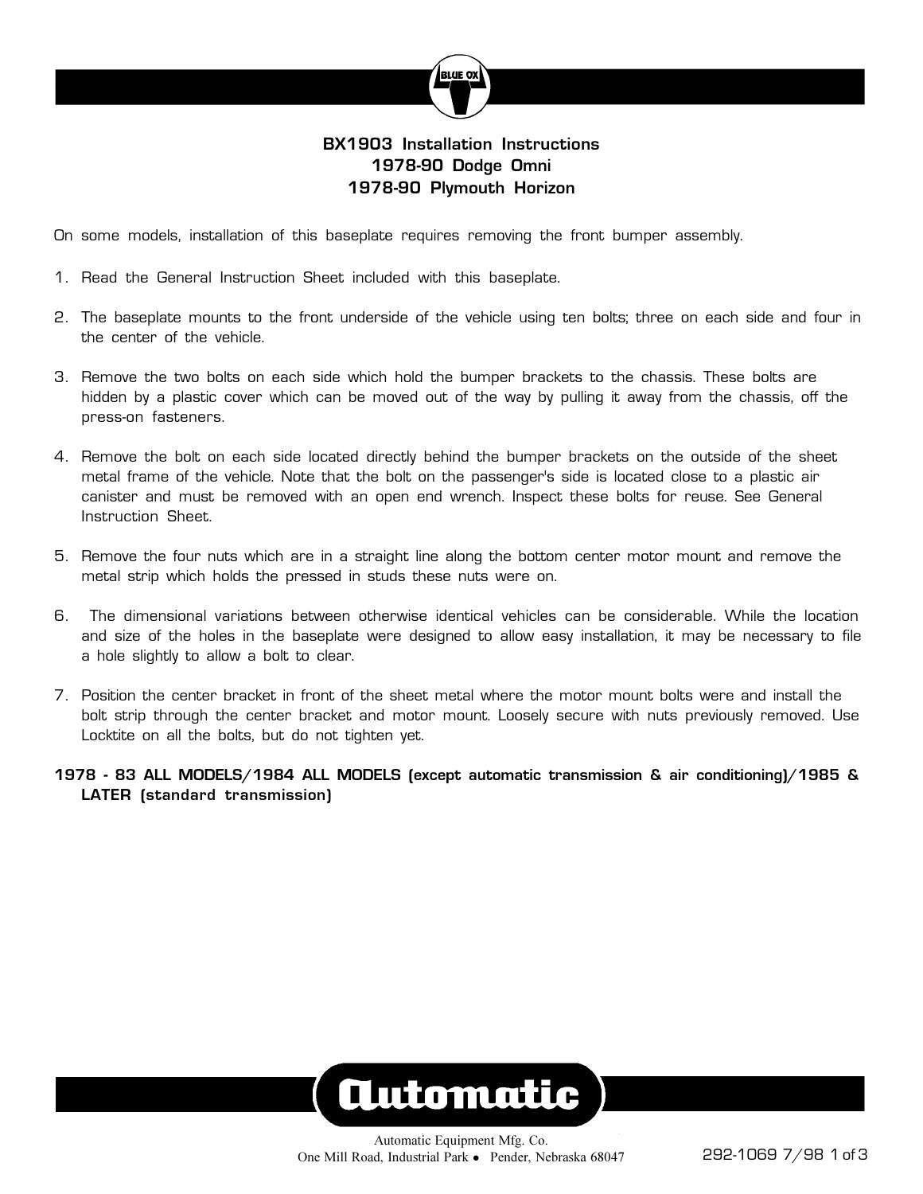# BX1903 Installation Instructions
## 1978-90 Dodge Omni
## 1978-90 Plymouth Horizon

On some models, installation of this baseplate requires removing the front bumper assembly.

1. Read the General Instruction Sheet included with this baseplate.

2. The baseplate mounts to the front underside of the vehicle using ten bolts; three on each side and four in the center of the vehicle.

3. Remove the two bolts on each side which hold the bumper brackets to the chassis. These bolts are hidden by a plastic cover which can be moved out of the way by pulling it away from the chassis, off the press-on fasteners.

4. Remove the bolt on each side located directly behind the bumper brackets on the outside of the sheet metal frame of the vehicle. Note that the bolt on the passenger's side is located close to a plastic air canister and must be removed with an open end wrench. Inspect these bolts for reuse. See General Instruction Sheet.

5. Remove the four nuts which are in a straight line along the bottom center motor mount and remove the metal strip which holds the pressed in studs these nuts were on.

6. The dimensional variations between otherwise identical vehicles can be considerable. While the location and size of the holes in the baseplate were designed to allow easy installation, it may be necessary to file a hole slightly to allow a bolt to clear.

7. Position the center bracket in front of the sheet metal where the motor mount bolts were and install the bolt strip through the center bracket and motor mount. Loosely secure with nuts previously removed. Use Locktite on all the bolts, but do not tighten yet.

**1978 - 83 ALL MODELS/1984 ALL MODELS (except automatic transmission & air conditioning)/1985 & LATER (standard transmission)**

Automatic Equipment Mfg. Co.
One Mill Road, Industrial Park • Pender, Nebraska 68047

292-1069 7/98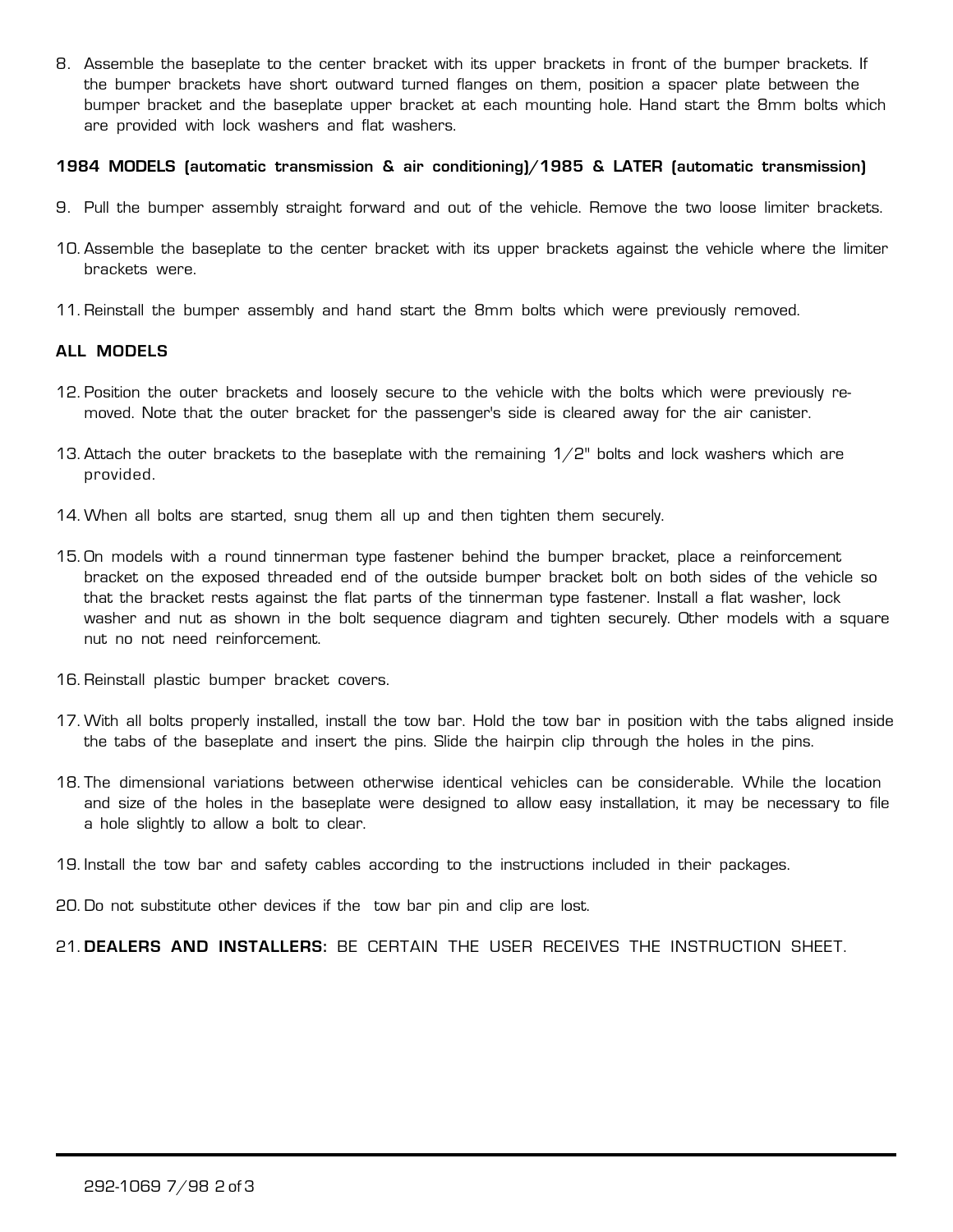8. Assemble the baseplate to the center bracket with its upper brackets in front of the bumper brackets. If the bumper brackets have short outward turned flanges on them, position a spacer plate between the bumper bracket and the baseplate upper bracket at each mounting hole. Hand start the 8mm bolts which are provided with lock washers and flat washers.

**1984 MODELS (automatic transmission & air conditioning)/1985 & LATER (automatic transmission)**

9. Pull the bumper assembly straight forward and out of the vehicle. Remove the two loose limiter brackets.

10. Assemble the baseplate to the center bracket with its upper brackets against the vehicle where the limiter brackets were.

11. Reinstall the bumper assembly and hand start the 8mm bolts which were previously removed.

**ALL MODELS**

12. Position the outer brackets and loosely secure to the vehicle with the bolts which were previously removed. Note that the outer bracket for the passenger's side is cleared away for the air canister.

13. Attach the outer brackets to the baseplate with the remaining 1/2" bolts and lock washers which are provided.

14. When all bolts are started, snug them all up and then tighten them securely.

15. On models with a round tinnerman type fastener behind the bumper bracket, place a reinforcement bracket on the exposed threaded end of the outside bumper bracket bolt on both sides of the vehicle so that the bracket rests against the flat parts of the tinnerman type fastener. Install a flat washer, lock washer and nut as shown in the bolt sequence diagram and tighten securely. Other models with a square nut no not need reinforcement.

16. Reinstall plastic bumper bracket covers.

17. With all bolts properly installed, install the tow bar. Hold the tow bar in position with the tabs aligned inside the tabs of the baseplate and insert the pins. Slide the hairpin clip through the holes in the pins.

18. The dimensional variations between otherwise identical vehicles can be considerable. While the location and size of the holes in the baseplate were designed to allow easy installation, it may be necessary to file a hole slightly to allow a bolt to clear.

19. Install the tow bar and safety cables according to the instructions included in their packages.

20. Do not substitute other devices if the tow bar pin and clip are lost.

21. **DEALERS AND INSTALLERS:** BE CERTAIN THE USER RECEIVES THE INSTRUCTION SHEET.

292-1069 7/98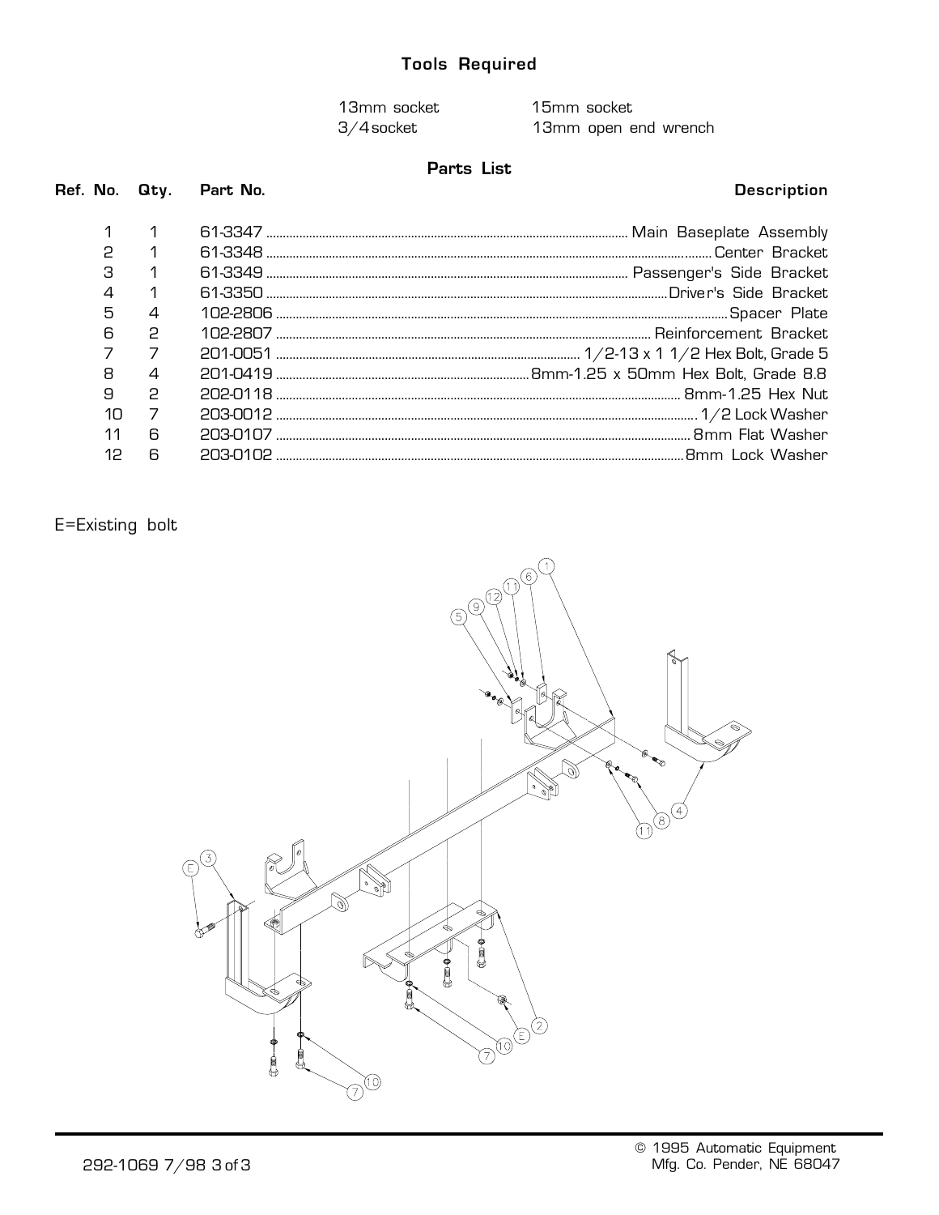## Tools Required

13mm socket
15mm socket
3/4 socket
13mm open end wrench

## Parts List

| Ref. No. | Qty. | Part No. | Description |
|---|---|---|---|
| 1 | 1 | 61-3347 | Main Baseplate Assembly |
| 2 | 1 | 61-3348 | Center Bracket |
| 3 | 1 | 61-3349 | Passenger's Side Bracket |
| 4 | 1 | 61-3350 | Driver's Side Bracket |
| 5 | 4 | 102-2806 | Spacer Plate |
| 6 | 2 | 102-2807 | Reinforcement Bracket |
| 7 | 7 | 201-0051 | 1/2-13 x 1 1/2 Hex Bolt, Grade 5 |
| 8 | 4 | 201-0419 | 8mm-1.25 x 50mm Hex Bolt, Grade 8.8 |
| 9 | 2 | 202-0118 | 8mm-1.25 Hex Nut |
| 10 | 7 | 203-0012 | 1/2 Lock Washer |
| 11 | 6 | 203-0107 | 8mm Flat Washer |
| 12 | 6 | 203-0102 | 8mm Lock Washer |

E=Existing bolt

1
2
3
4
5
6
7
8
9
10
11
12
E

292-1069 7/98

© 1995 Automatic Equipment Mfg. Co. Pender, NE 68047